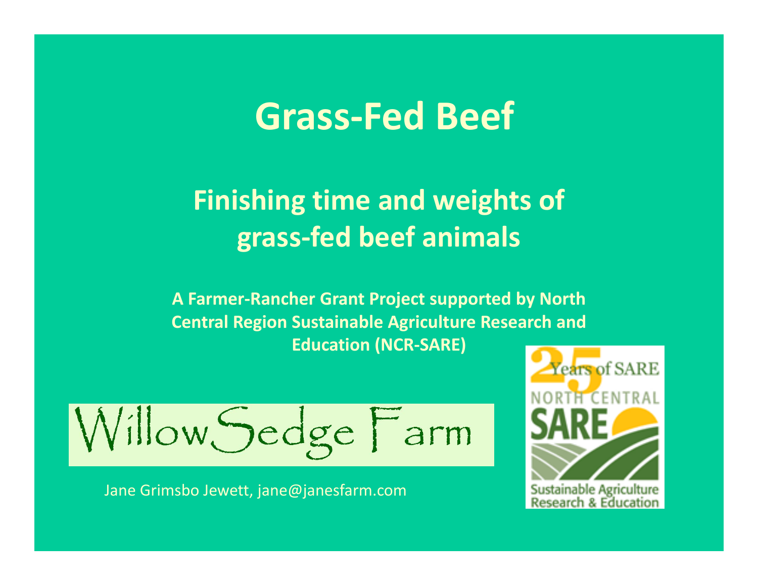# Grass-Fed Beef

## Finishing time and weights of grass-fed beef animals

**A Farmer-Rancher Grant Project supported by North Central Region Sustainable Agriculture Research and Education (NCR-SARE)**

WillowSedge Farm

Jane Grimsbo Jewett, jane@janesfarm.com

25 Years of SARE
NORTH CENTRAL SARE
Sustainable Agriculture Research & Education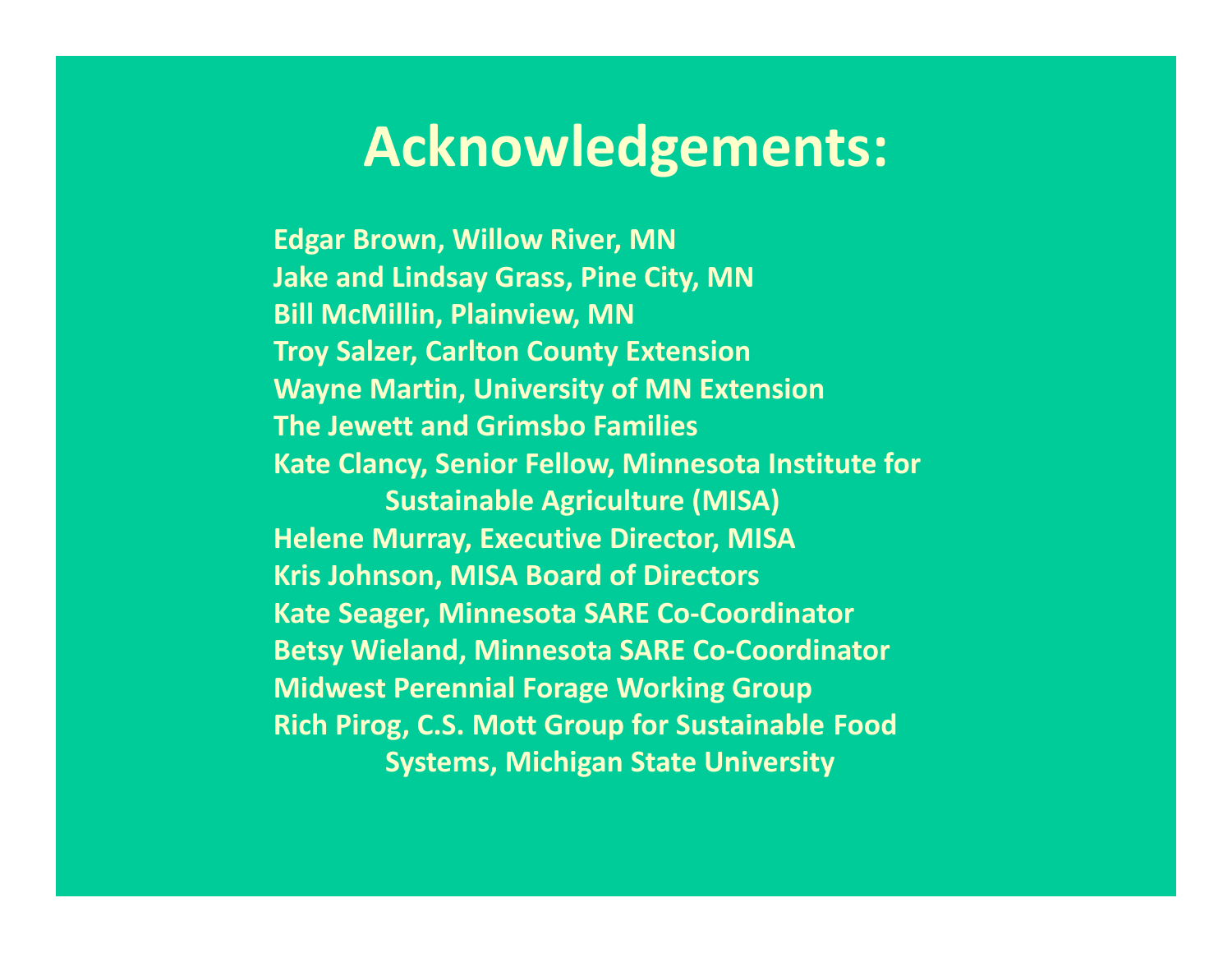# Acknowledgements:

Edgar Brown, Willow River, MN
Jake and Lindsay Grass, Pine City, MN
Bill McMillin, Plainview, MN
Troy Salzer, Carlton County Extension
Wayne Martin, University of MN Extension
The Jewett and Grimsbo Families
Kate Clancy, Senior Fellow, Minnesota Institute for Sustainable Agriculture (MISA)
Helene Murray, Executive Director, MISA
Kris Johnson, MISA Board of Directors
Kate Seager, Minnesota SARE Co-Coordinator
Betsy Wieland, Minnesota SARE Co-Coordinator
Midwest Perennial Forage Working Group
Rich Pirog, C.S. Mott Group for Sustainable Food Systems, Michigan State University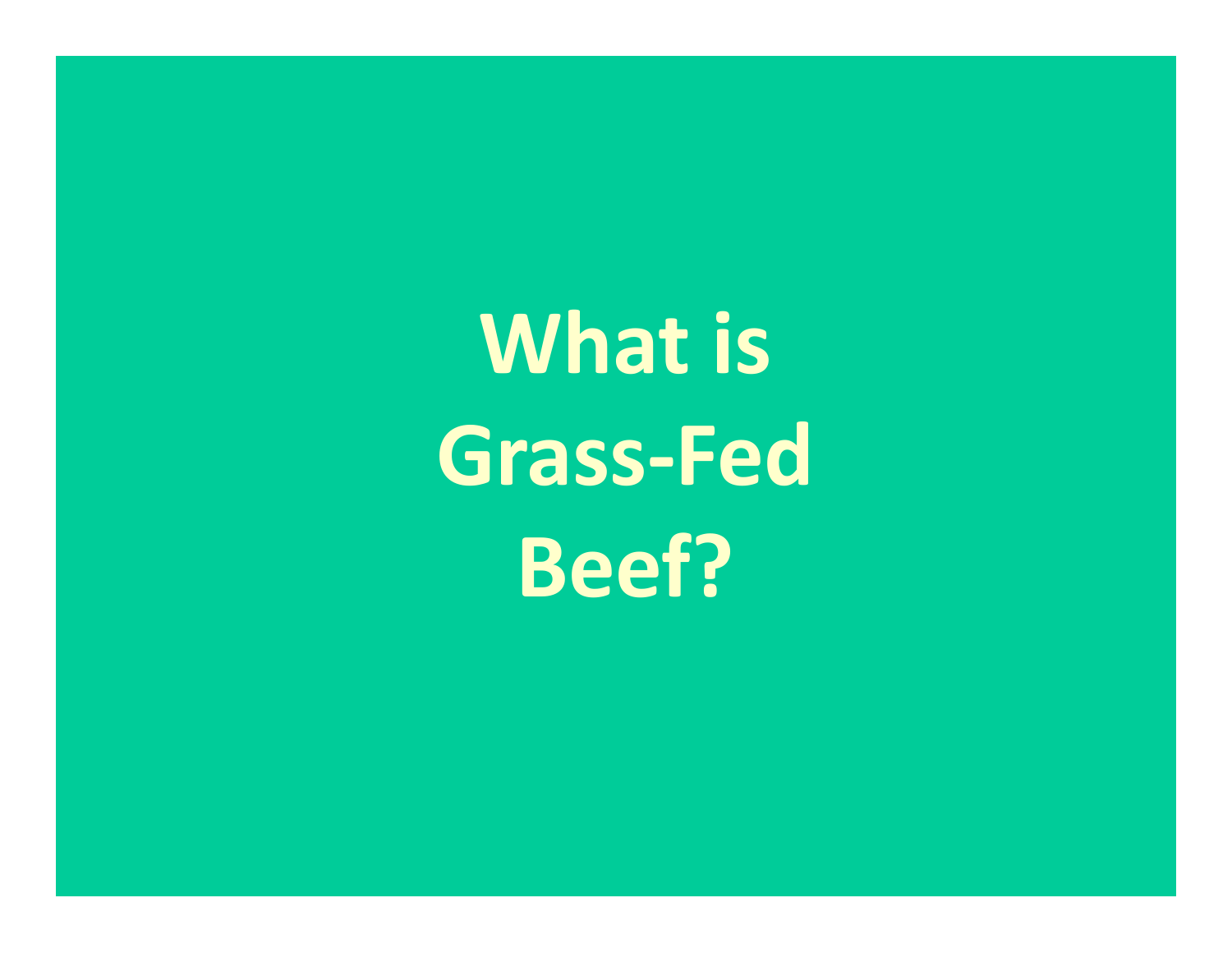# What is Grass-Fed Beef?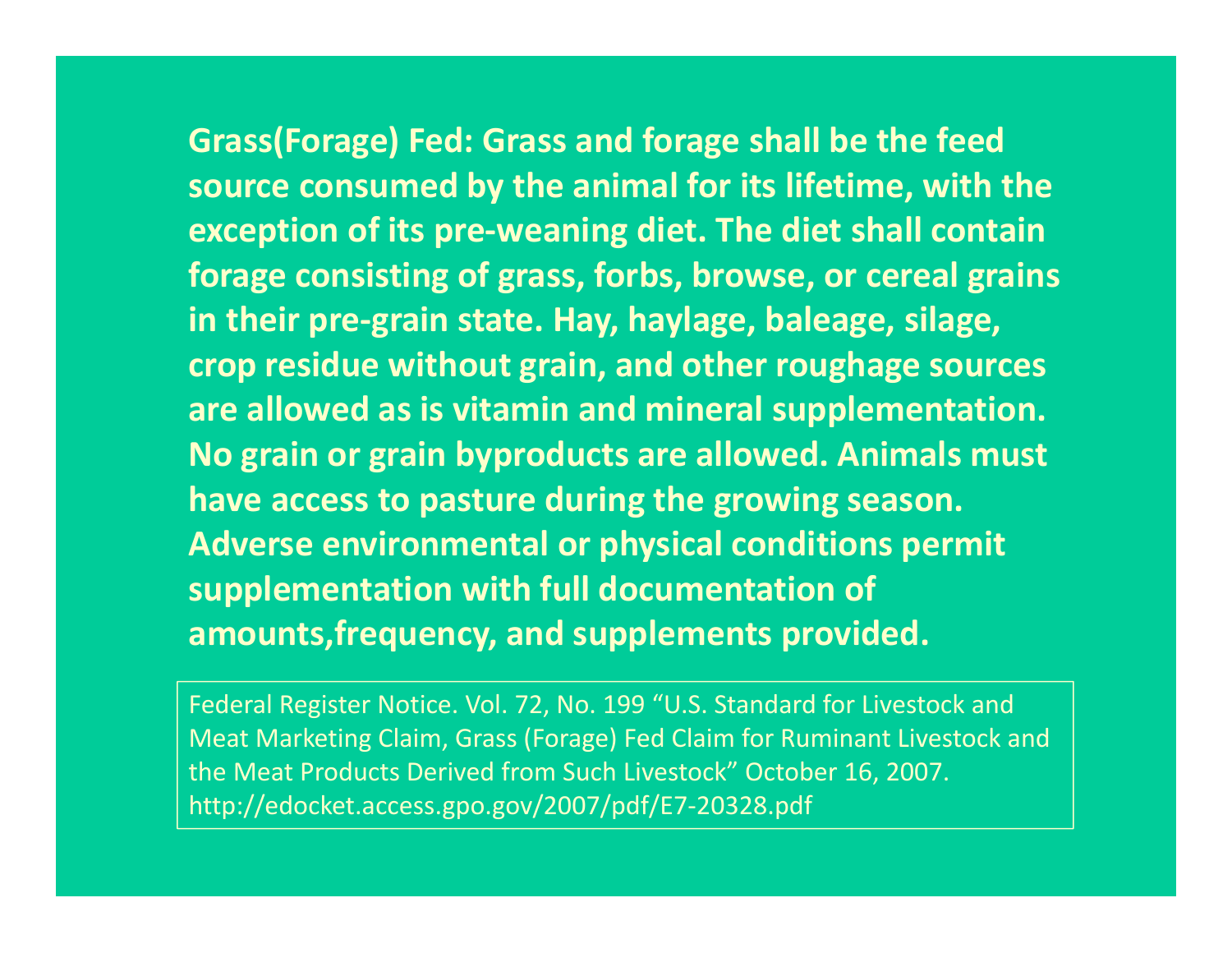**Grass(Forage) Fed: Grass and forage shall be the feed source consumed by the animal for its lifetime, with the exception of its pre-weaning diet. The diet shall contain forage consisting of grass, forbs, browse, or cereal grains in their pre-grain state. Hay, haylage, baleage, silage, crop residue without grain, and other roughage sources are allowed as is vitamin and mineral supplementation. No grain or grain byproducts are allowed. Animals must have access to pasture during the growing season. Adverse environmental or physical conditions permit supplementation with full documentation of amounts,frequency, and supplements provided.**

Federal Register Notice. Vol. 72, No. 199 "U.S. Standard for Livestock and Meat Marketing Claim, Grass (Forage) Fed Claim for Ruminant Livestock and the Meat Products Derived from Such Livestock" October 16, 2007. http://edocket.access.gpo.gov/2007/pdf/E7-20328.pdf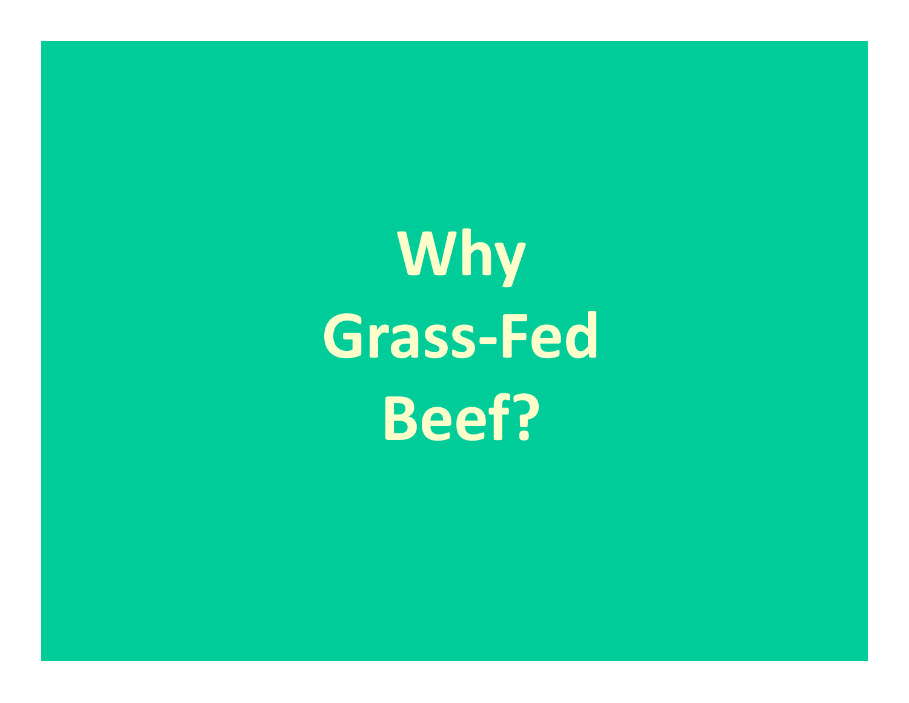# Why Grass-Fed Beef?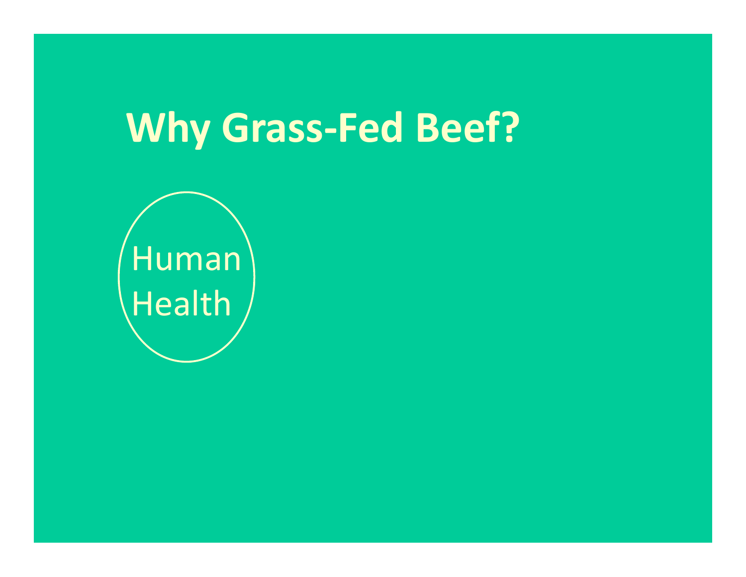# Why Grass-Fed Beef?

Human Health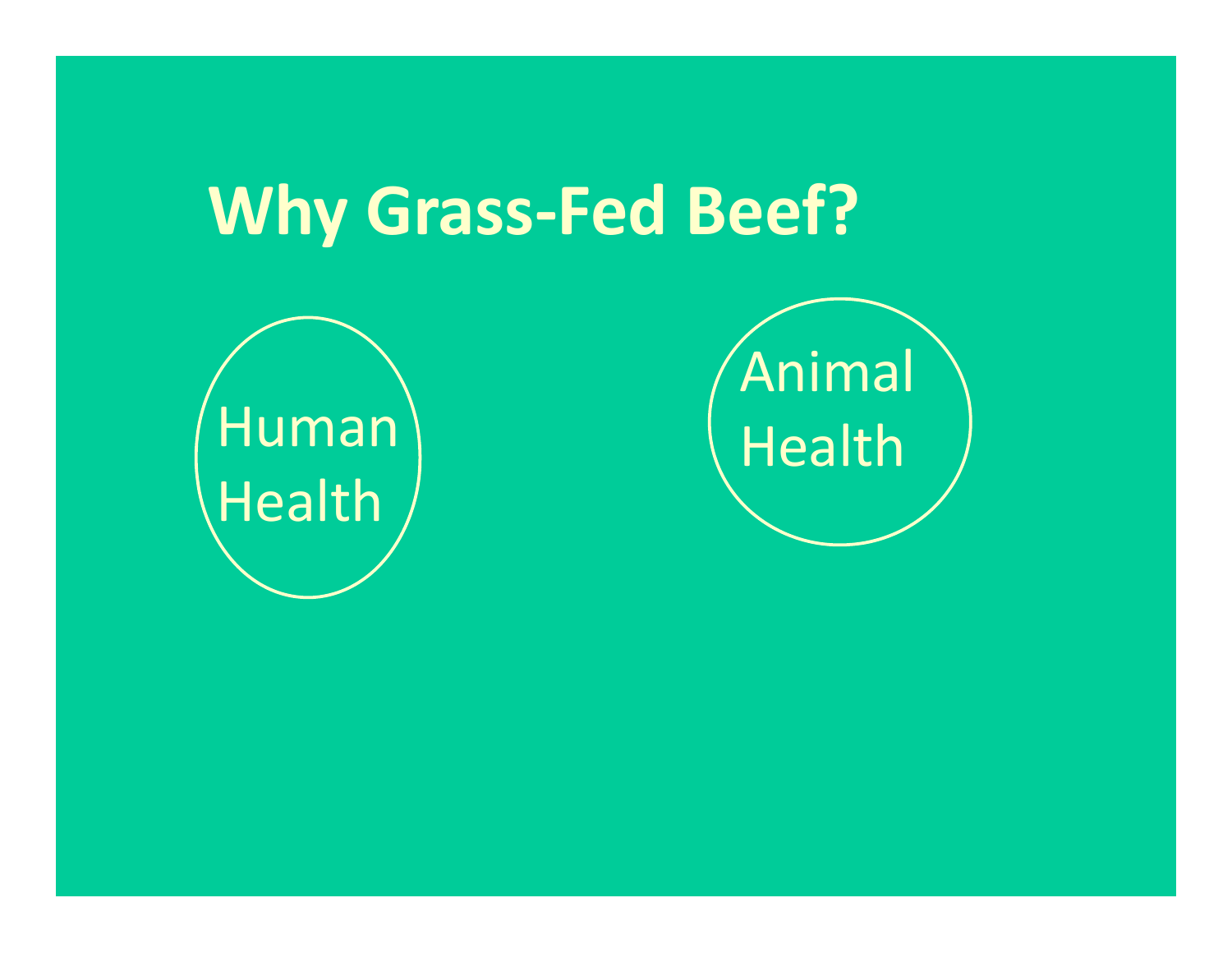# Why Grass-Fed Beef?

Human Health

Animal Health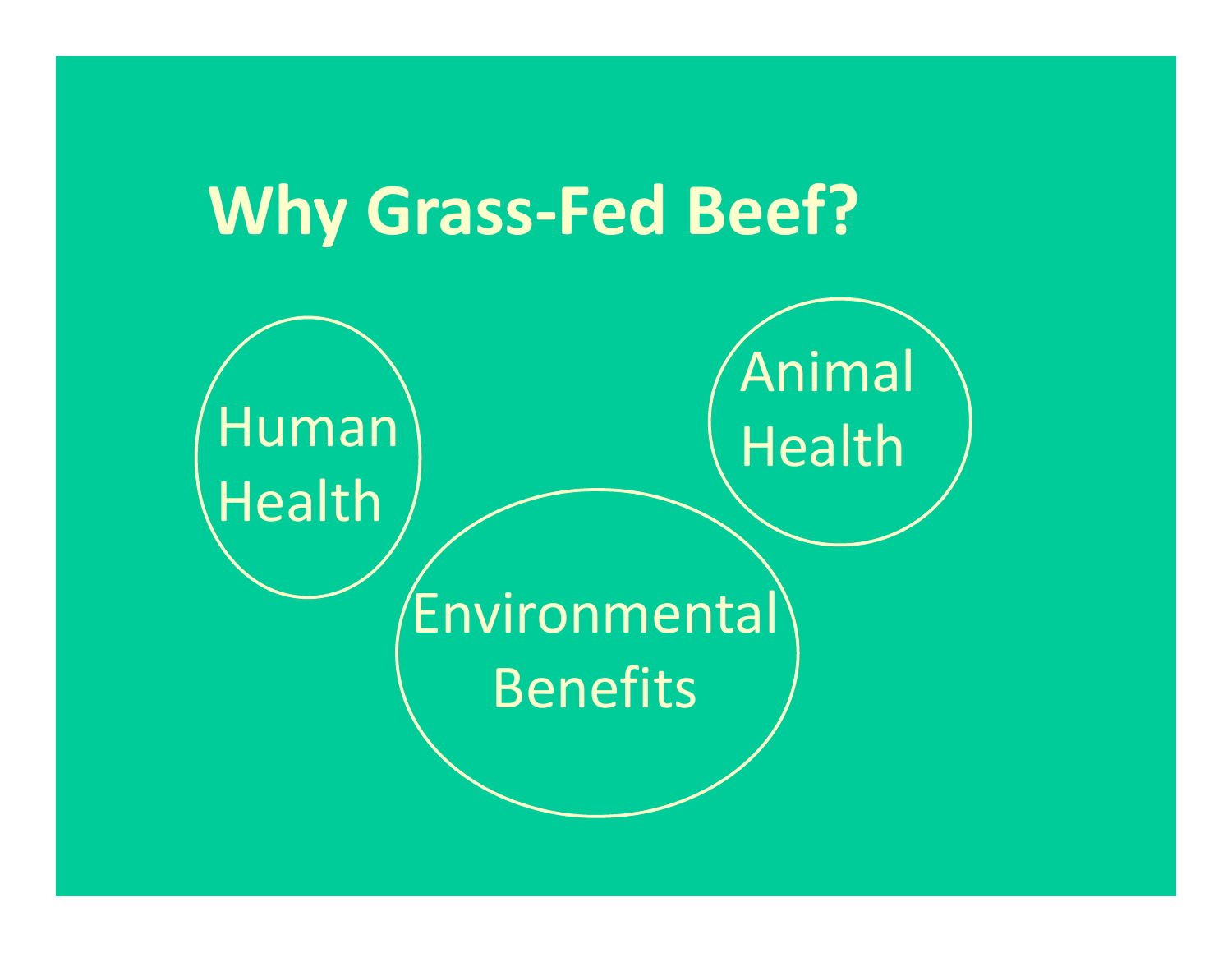# Why Grass-Fed Beef?

Human Health

Animal Health

Environmental Benefits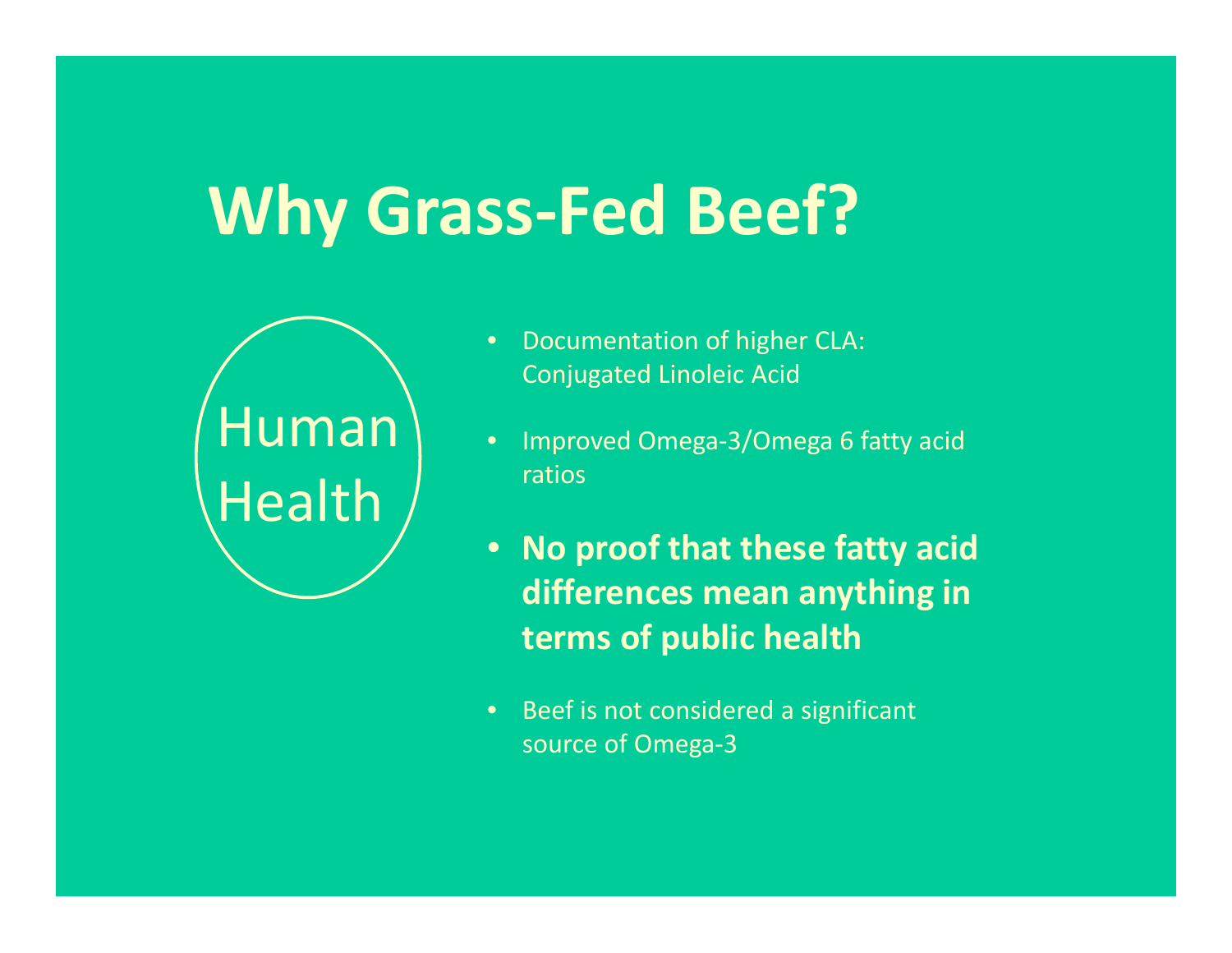# Why Grass-Fed Beef?

Human Health

- Documentation of higher CLA: Conjugated Linoleic Acid
- Improved Omega-3/Omega 6 fatty acid ratios
- **No proof that these fatty acid differences mean anything in terms of public health**
- Beef is not considered a significant source of Omega-3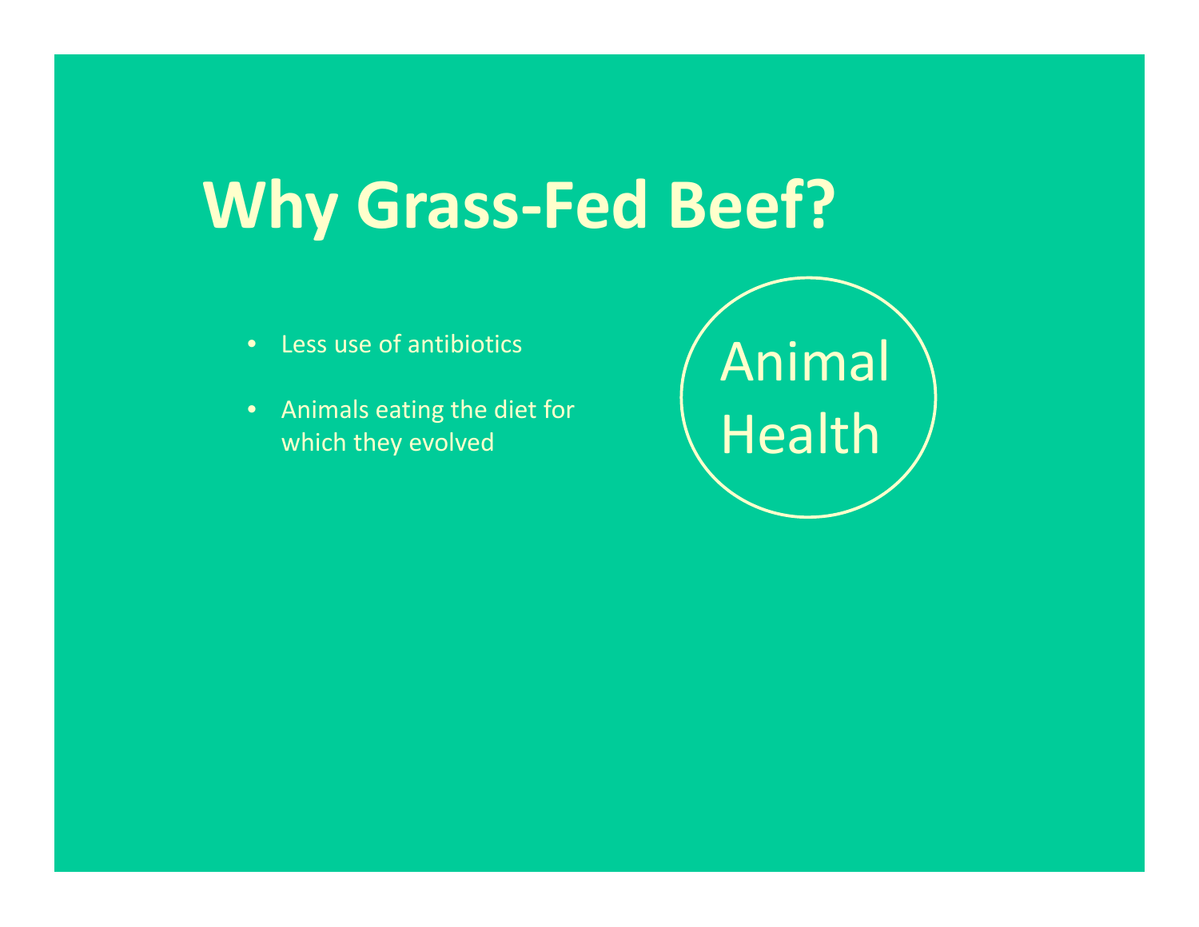# Why Grass-Fed Beef?

- Less use of antibiotics
- Animals eating the diet for which they evolved

Animal Health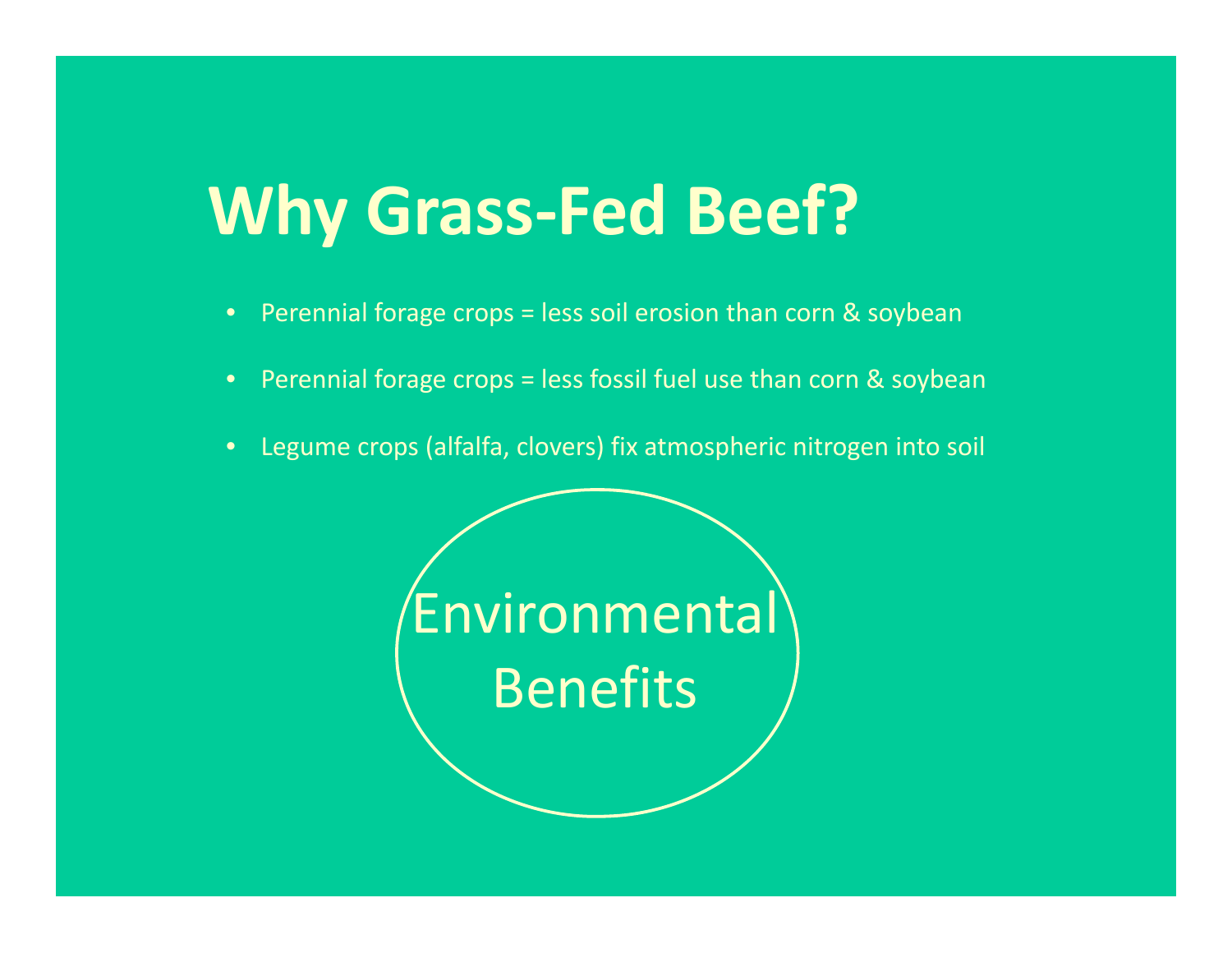# Why Grass-Fed Beef?

- Perennial forage crops = less soil erosion than corn & soybean
- Perennial forage crops = less fossil fuel use than corn & soybean
- Legume crops (alfalfa, clovers) fix atmospheric nitrogen into soil

Environmental Benefits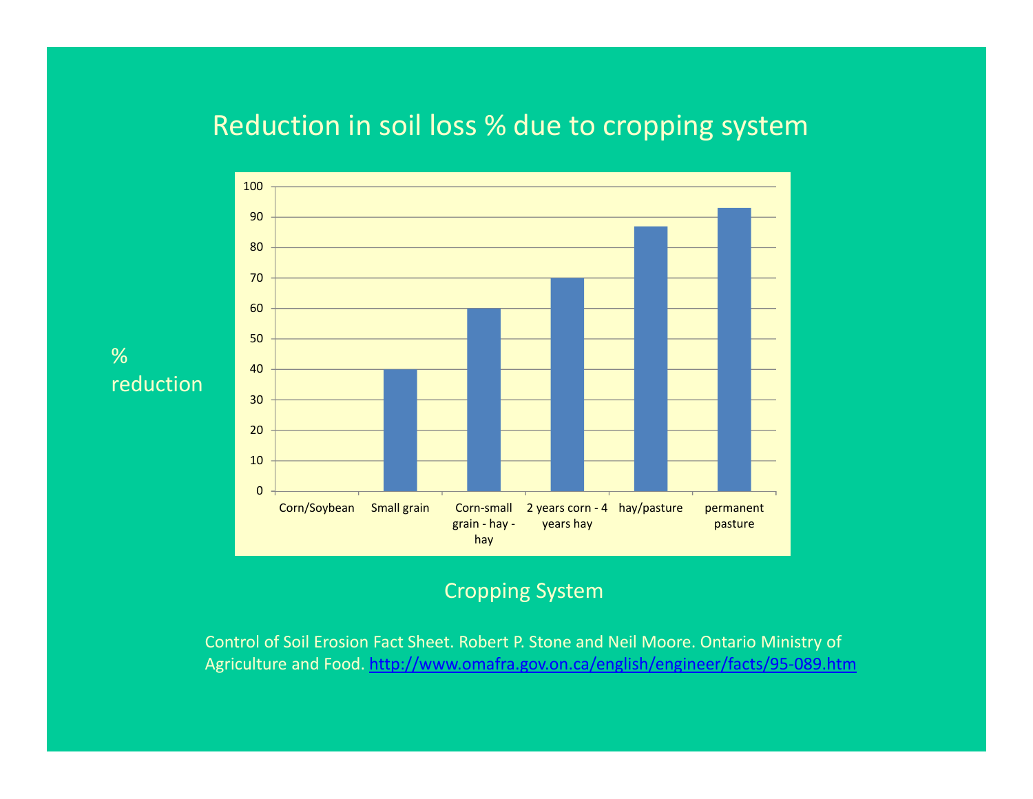# Reduction in soil loss % due to cropping system

| Cropping System | % reduction |
|---|---|
| Corn/Soybean | 0 |
| Small grain | 40 |
| Corn-small grain - hay - hay | 60 |
| 2 years corn - 4 years hay | 70 |
| hay/pasture | 87 |
| permanent pasture | 93 |

Control of Soil Erosion Fact Sheet. Robert P. Stone and Neil Moore. Ontario Ministry of Agriculture and Food. http://www.omafra.gov.on.ca/english/engineer/facts/95-089.htm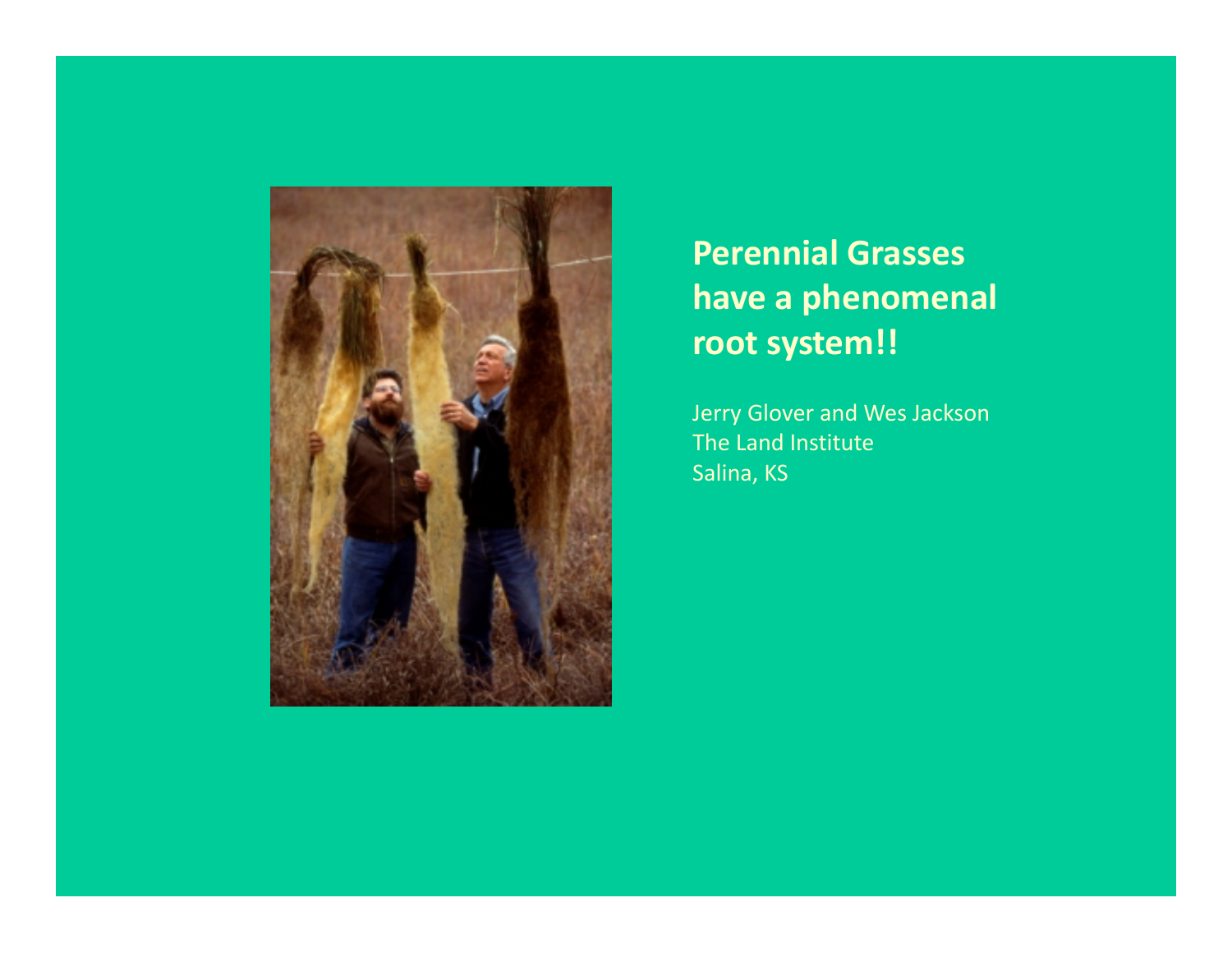## Perennial Grasses have a phenomenal root system!!

Jerry Glover and Wes Jackson
The Land Institute
Salina, KS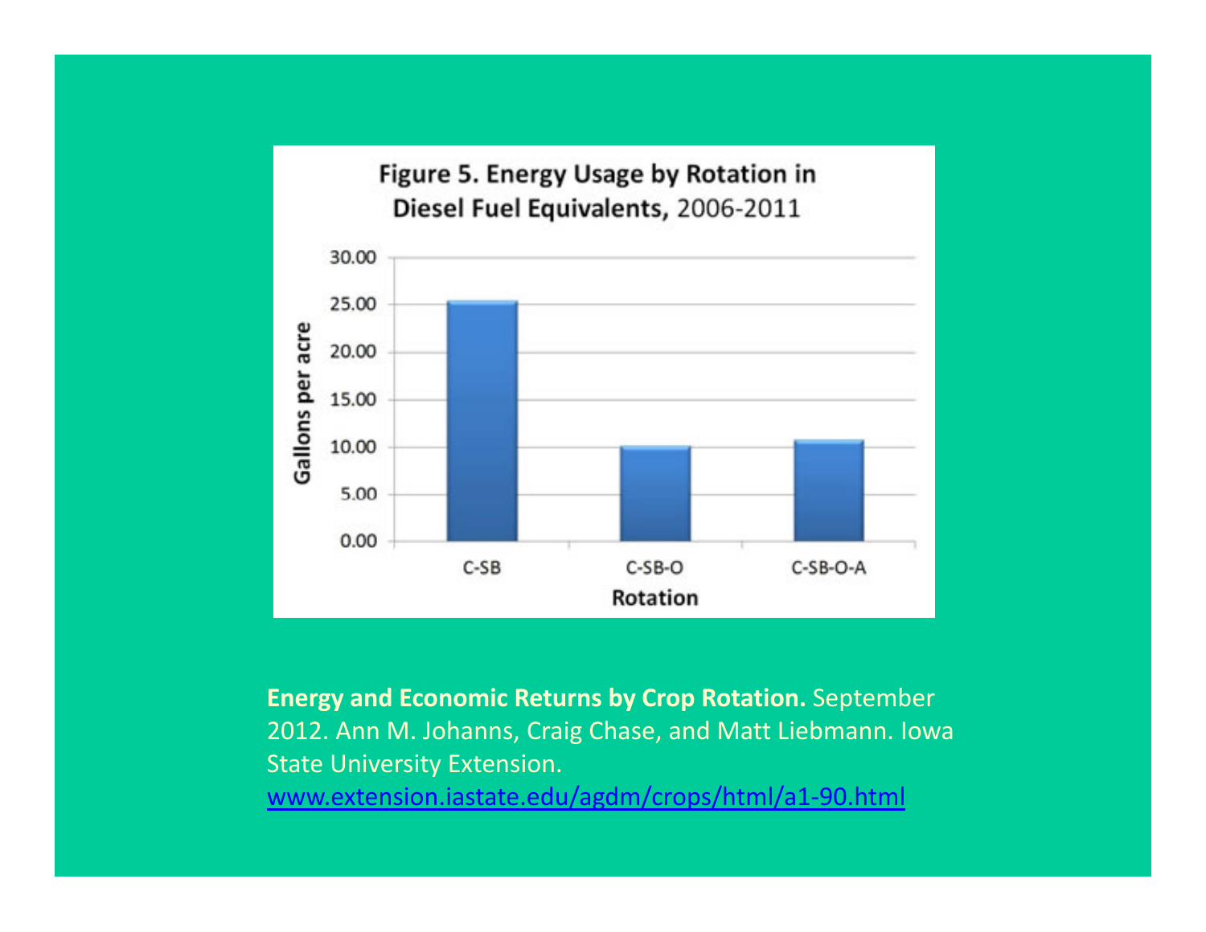**Figure 5. Energy Usage by Rotation in Diesel Fuel Equivalents, 2006-2011**

| Rotation | Gallons per acre |
| --- | --- |
| C-SB | ~25.4 |
| C-SB-O | ~10.1 |
| C-SB-O-A | ~10.8 |

**Energy and Economic Returns by Crop Rotation.** September 2012. Ann M. Johanns, Craig Chase, and Matt Liebmann. Iowa State University Extension. www.extension.iastate.edu/agdm/crops/html/a1-90.html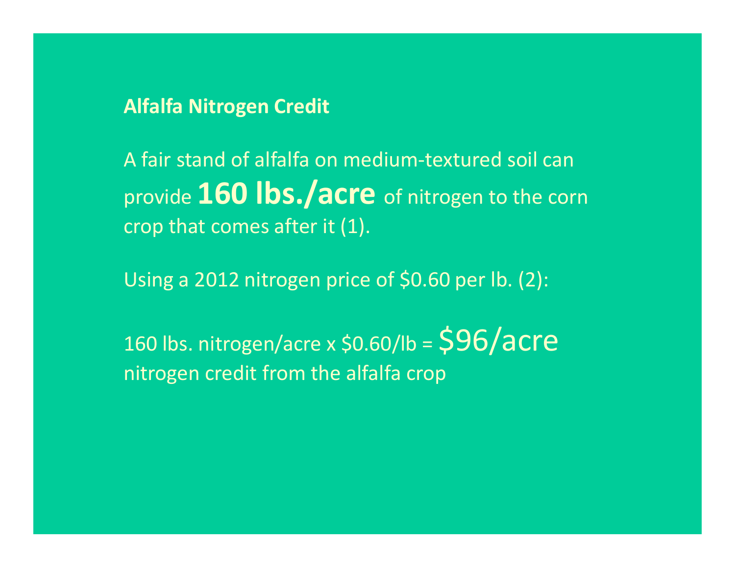## Alfalfa Nitrogen Credit

A fair stand of alfalfa on medium-textured soil can provide **160 lbs./acre** of nitrogen to the corn crop that comes after it (1).

Using a 2012 nitrogen price of $0.60 per lb. (2):

160 lbs. nitrogen/acre x $0.60/lb = $96/acre nitrogen credit from the alfalfa crop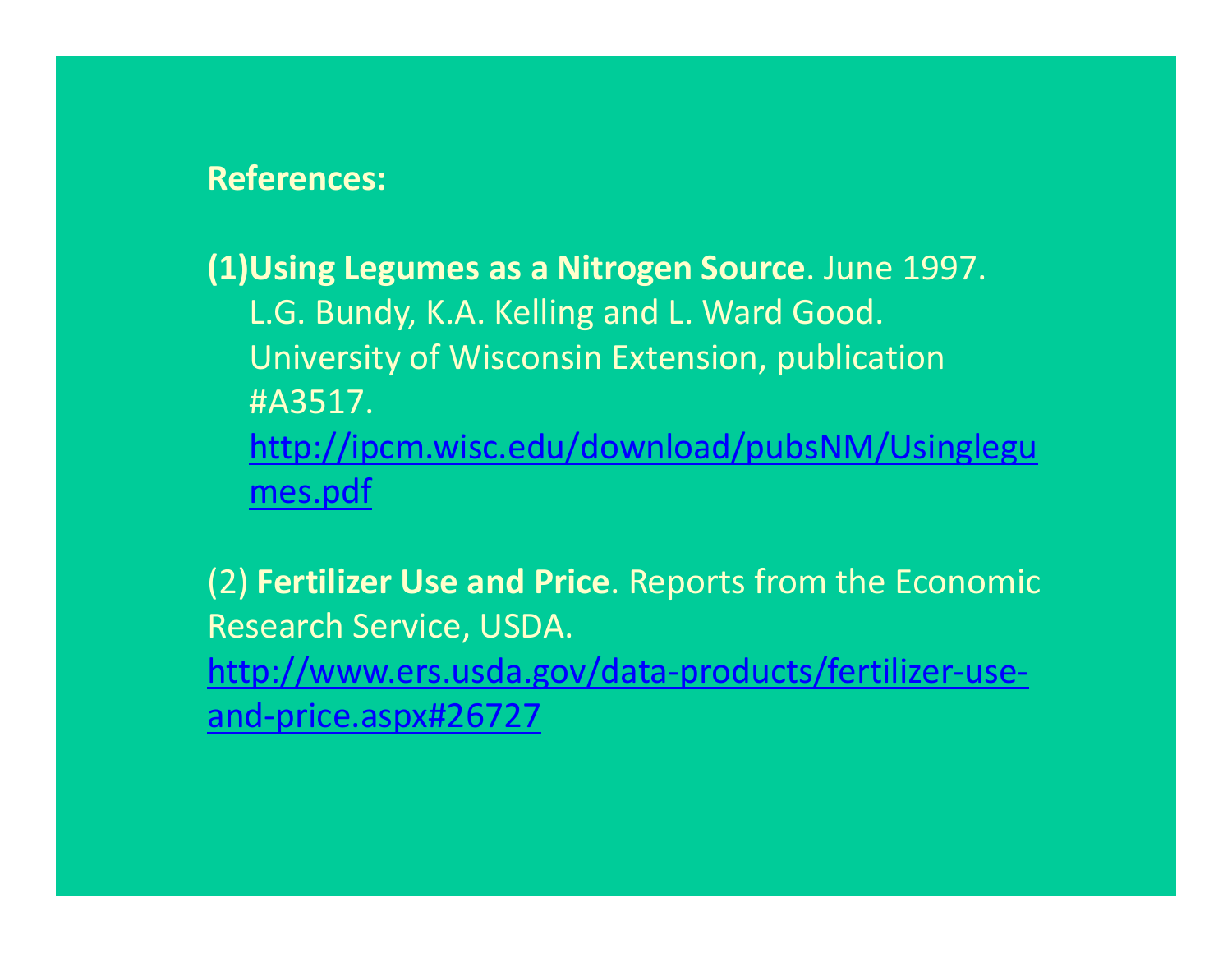**References:**

**(1)Using Legumes as a Nitrogen Source**. June 1997. L.G. Bundy, K.A. Kelling and L. Ward Good. University of Wisconsin Extension, publication #A3517. http://ipcm.wisc.edu/download/pubsNM/Usinglegumes.pdf

(2) **Fertilizer Use and Price**. Reports from the Economic Research Service, USDA. http://www.ers.usda.gov/data-products/fertilizer-use-and-price.aspx#26727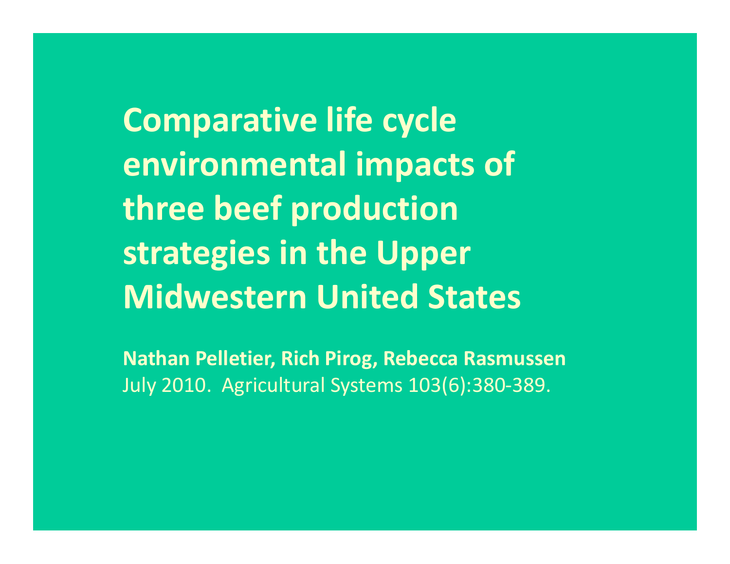# Comparative life cycle environmental impacts of three beef production strategies in the Upper Midwestern United States

**Nathan Pelletier, Rich Pirog, Rebecca Rasmussen**
July 2010. Agricultural Systems 103(6):380-389.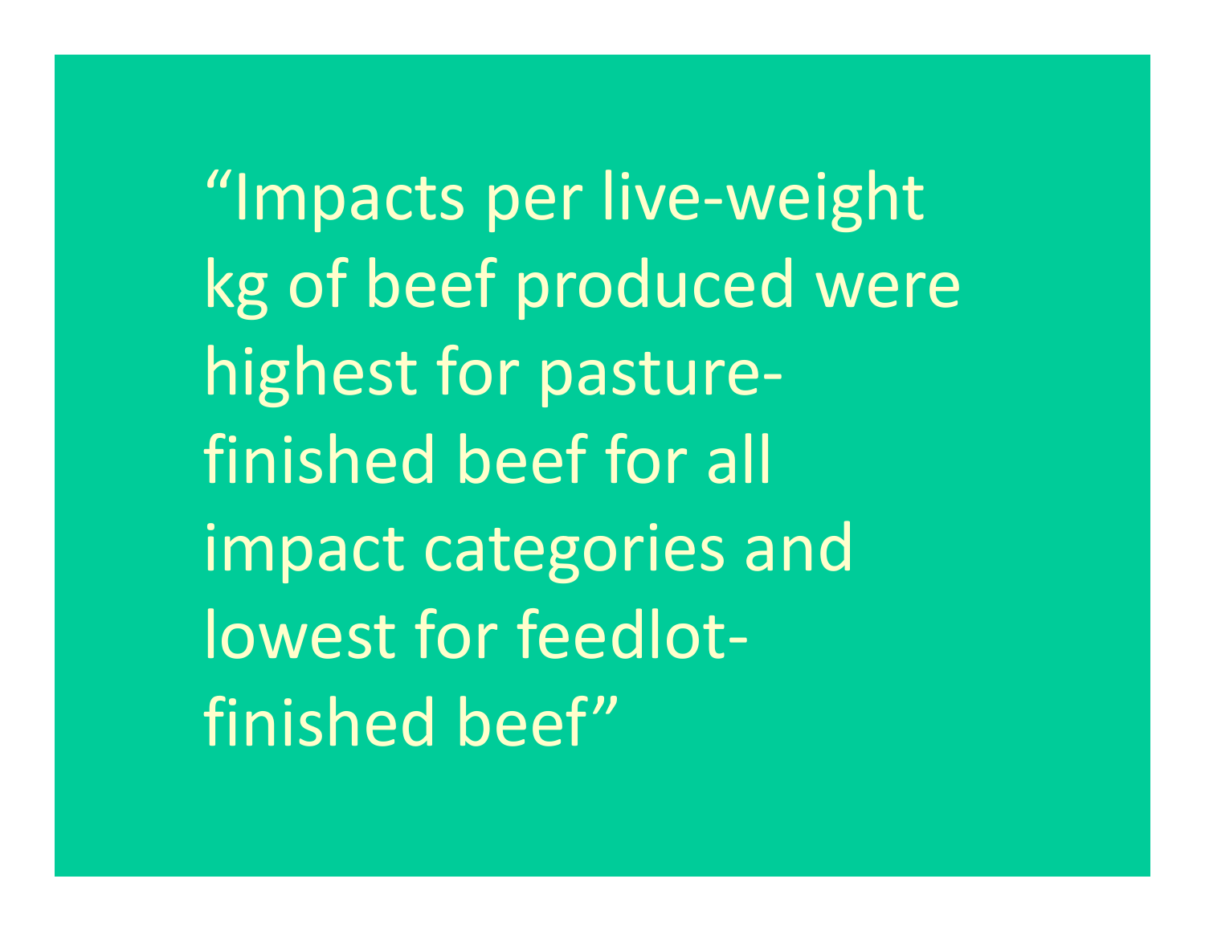"Impacts per live-weight kg of beef produced were highest for pasture-finished beef for all impact categories and lowest for feedlot-finished beef"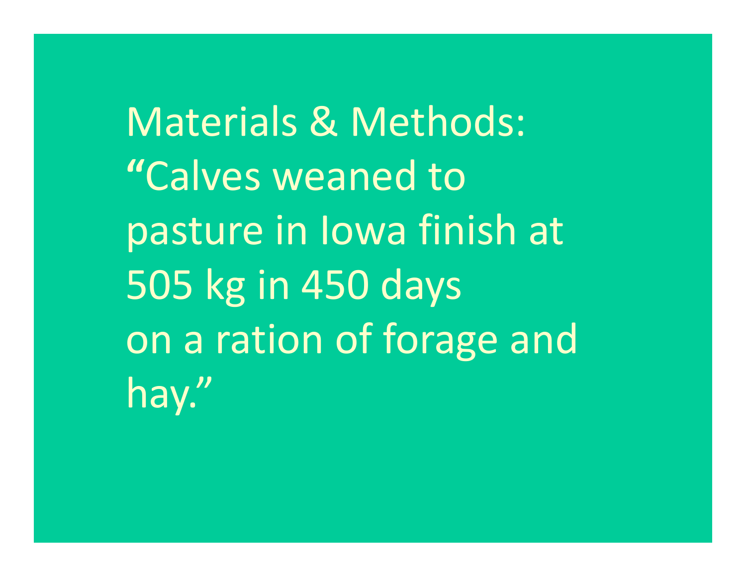Materials & Methods:
"Calves weaned to pasture in Iowa finish at 505 kg in 450 days on a ration of forage and hay."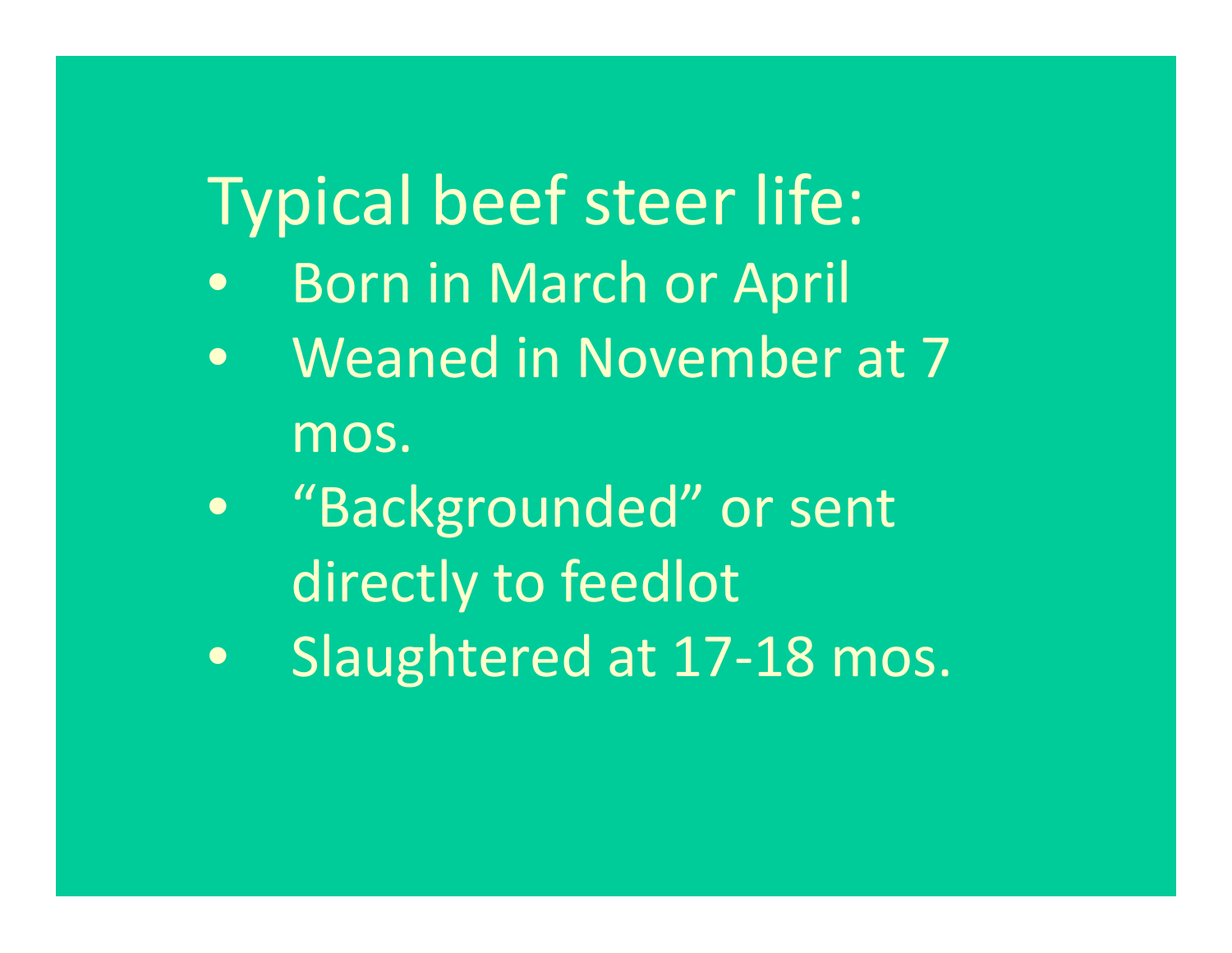# Typical beef steer life:

- Born in March or April
- Weaned in November at 7 mos.
- “Backgrounded” or sent directly to feedlot
- Slaughtered at 17-18 mos.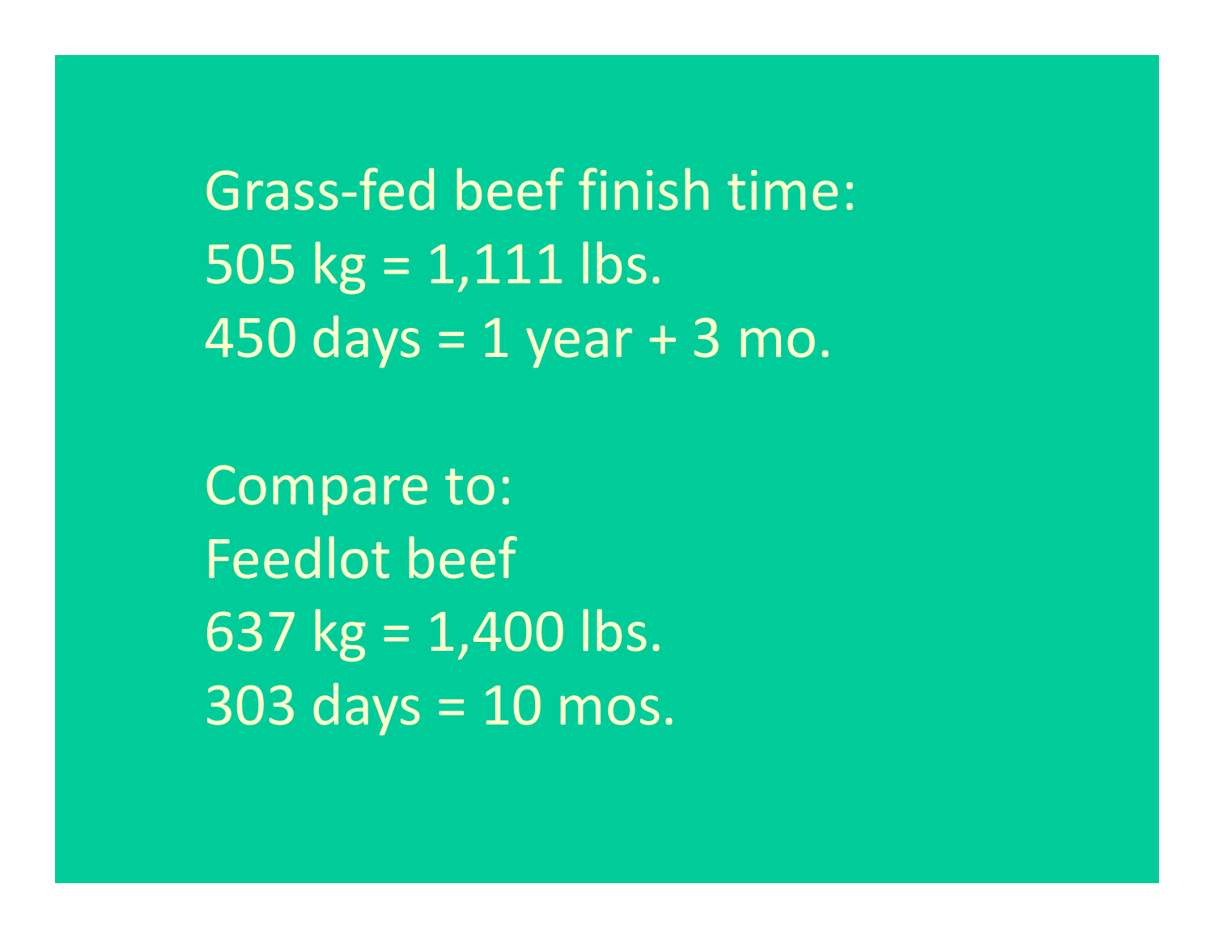Grass-fed beef finish time:
505 kg = 1,111 lbs.
450 days = 1 year + 3 mo.

Compare to:
Feedlot beef
637 kg = 1,400 lbs.
303 days = 10 mos.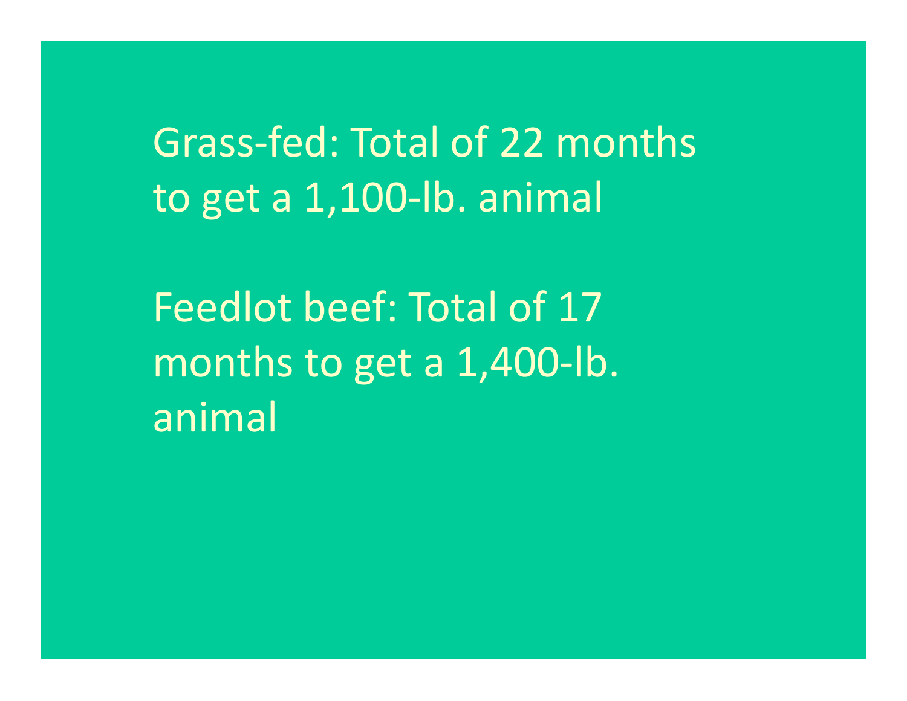Grass-fed: Total of 22 months to get a 1,100-lb. animal

Feedlot beef: Total of 17 months to get a 1,400-lb. animal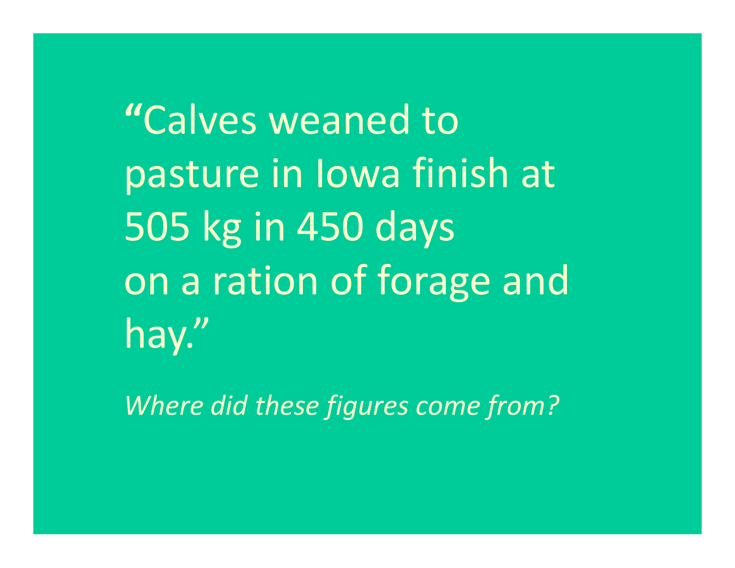"Calves weaned to pasture in Iowa finish at 505 kg in 450 days on a ration of forage and hay."

*Where did these figures come from?*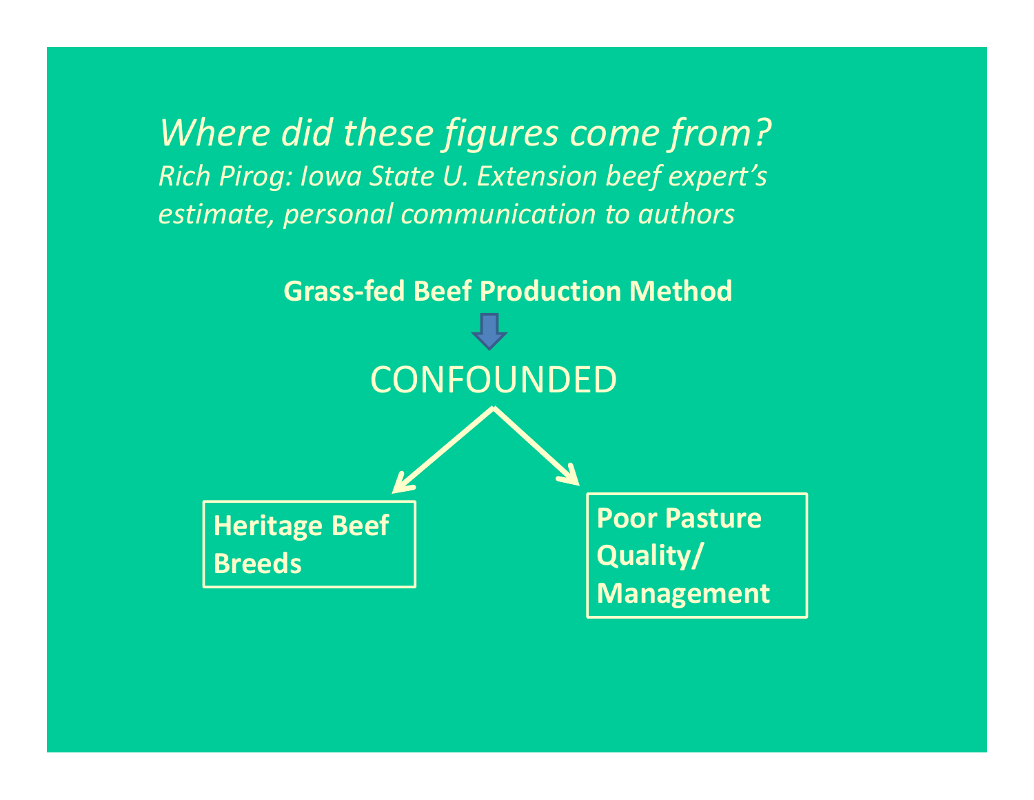## *Where did these figures come from?*

*Rich Pirog: Iowa State U. Extension beef expert's estimate, personal communication to authors*

**Grass-fed Beef Production Method**

CONFOUNDED

**Heritage Beef Breeds**

**Poor Pasture Quality/ Management**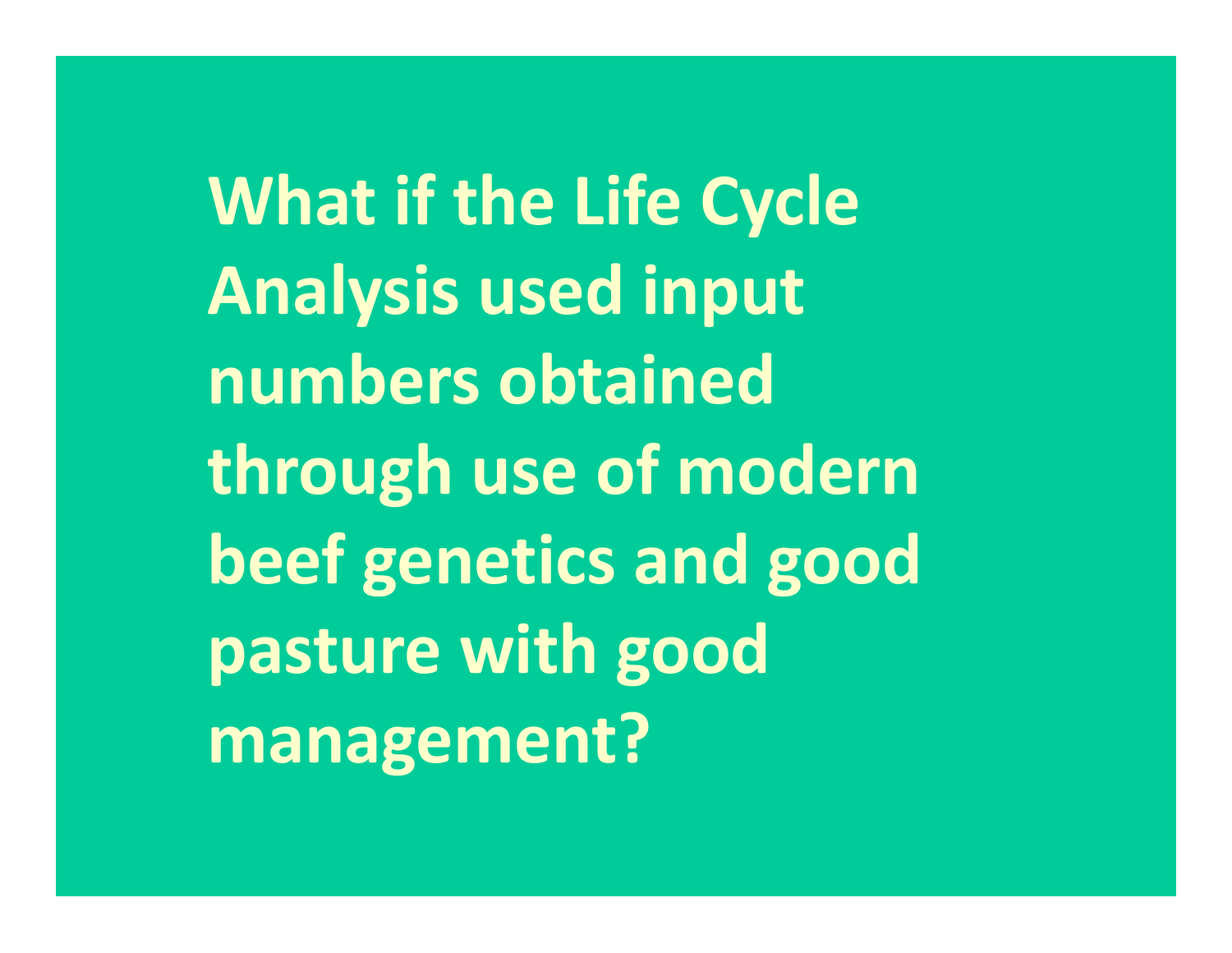**What if the Life Cycle Analysis used input numbers obtained through use of modern beef genetics and good pasture with good management?**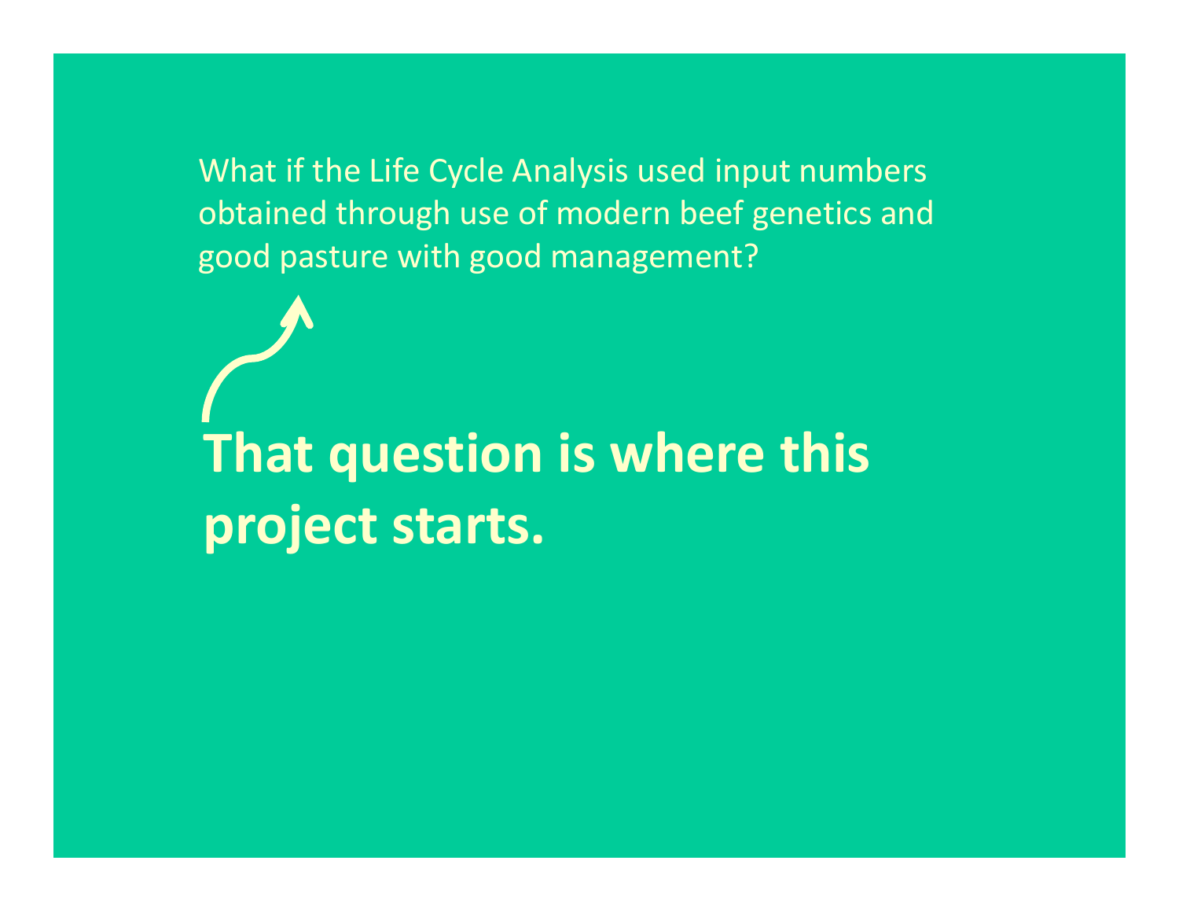What if the Life Cycle Analysis used input numbers obtained through use of modern beef genetics and good pasture with good management?

**That question is where this project starts.**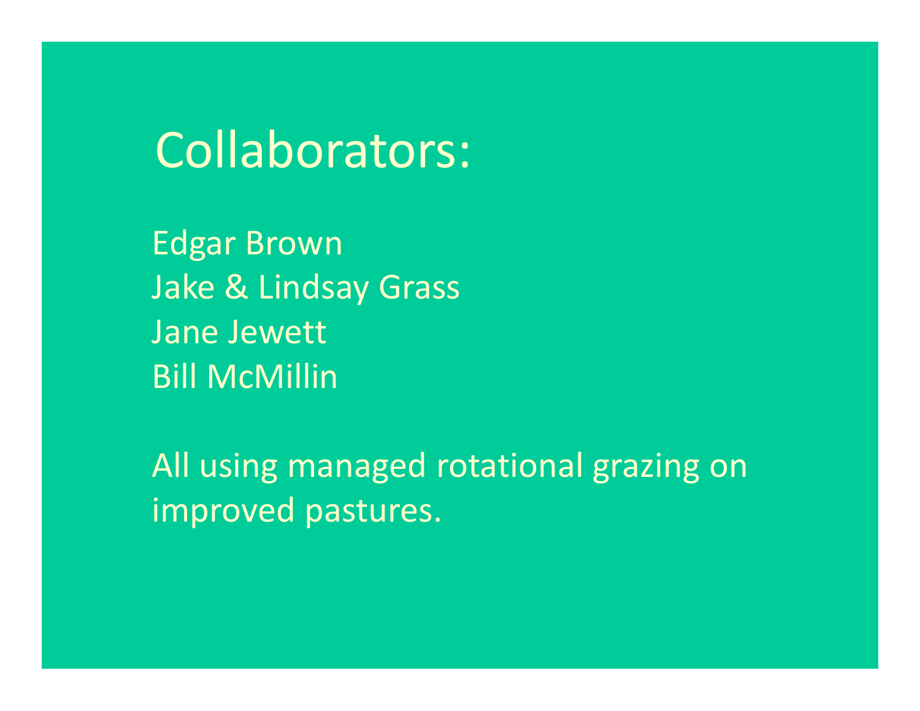# Collaborators:

Edgar Brown
Jake & Lindsay Grass
Jane Jewett
Bill McMillin

All using managed rotational grazing on improved pastures.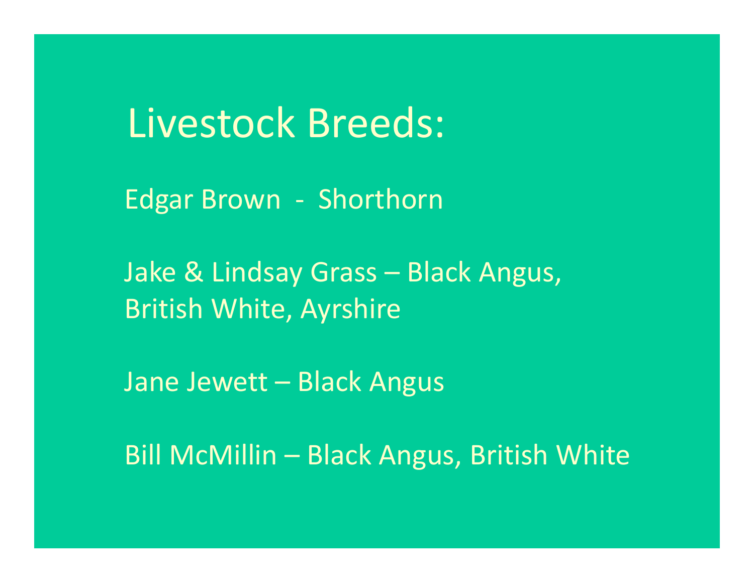# Livestock Breeds:

Edgar Brown - Shorthorn

Jake & Lindsay Grass – Black Angus, British White, Ayrshire

Jane Jewett – Black Angus

Bill McMillin – Black Angus, British White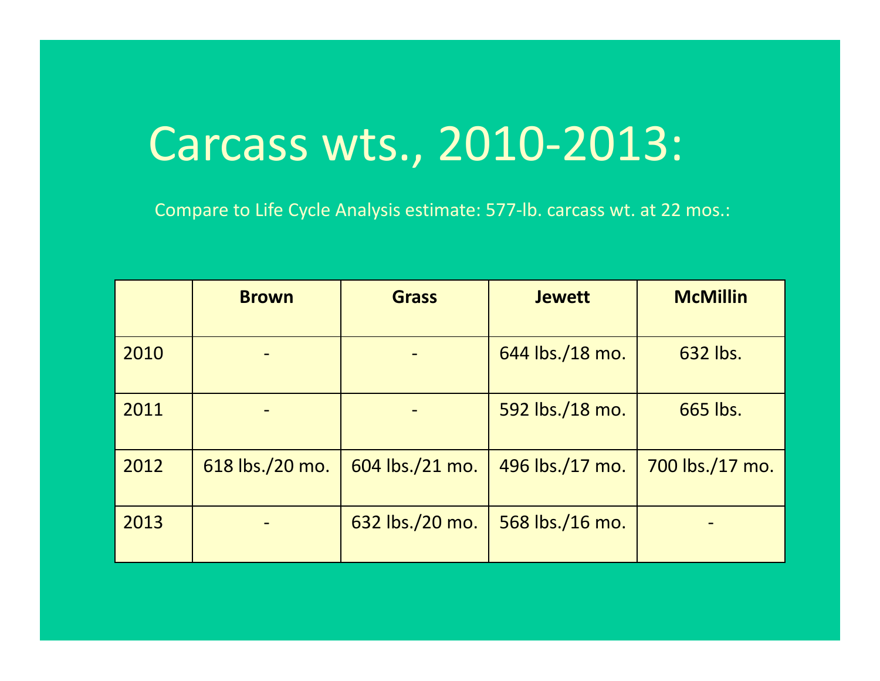# Carcass wts., 2010-2013:

Compare to Life Cycle Analysis estimate: 577-lb. carcass wt. at 22 mos.:

| | Brown | Grass | Jewett | McMillin |
|---|---|---|---|---|
| 2010 | - | - | 644 lbs./18 mo. | 632 lbs. |
| 2011 | - | - | 592 lbs./18 mo. | 665 lbs. |
| 2012 | 618 lbs./20 mo. | 604 lbs./21 mo. | 496 lbs./17 mo. | 700 lbs./17 mo. |
| 2013 | - | 632 lbs./20 mo. | 568 lbs./16 mo. | - |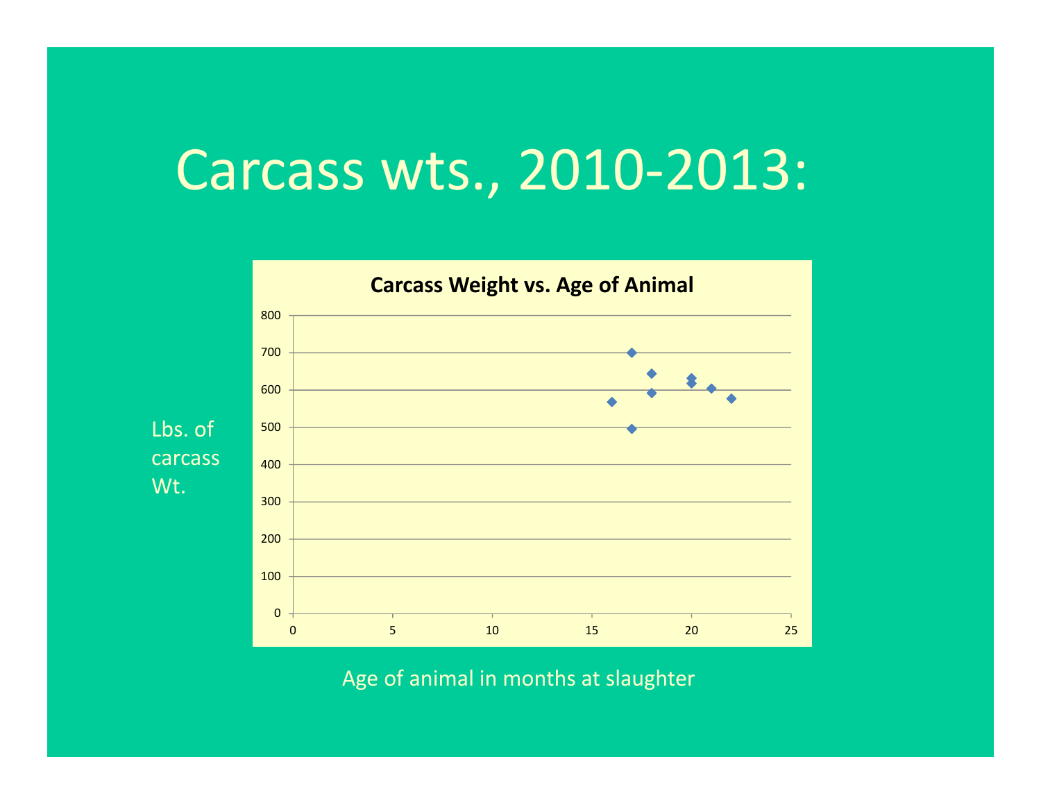# Carcass wts., 2010-2013:

**Carcass Weight vs. Age of Animal**

Lbs. of carcass Wt.

Age of animal in months at slaughter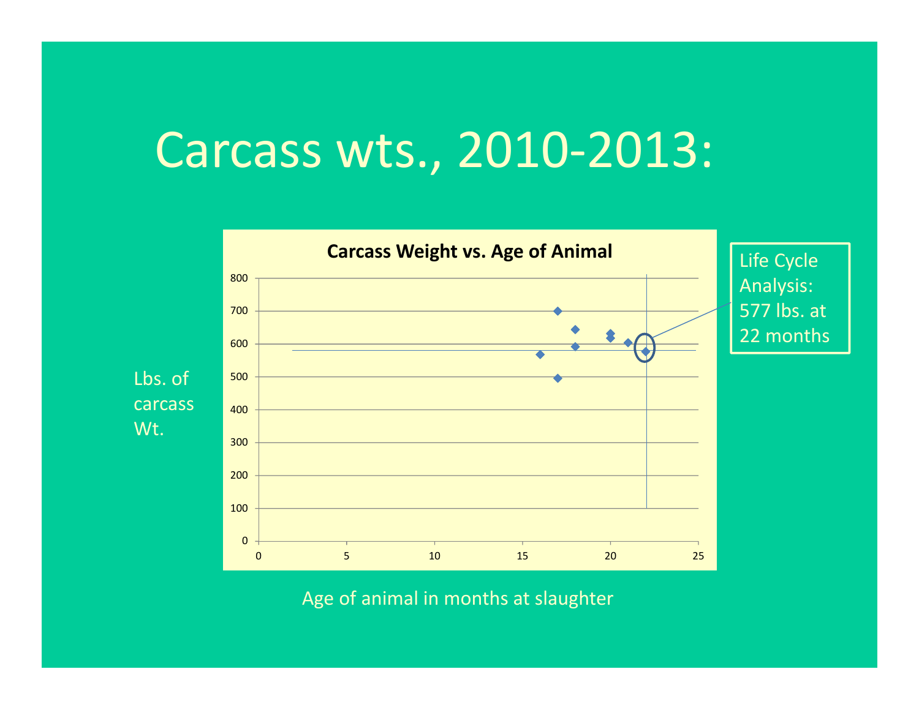# Carcass wts., 2010-2013:

**Carcass Weight vs. Age of Animal**

Lbs. of carcass Wt.

Age of animal in months at slaughter

Life Cycle Analysis: 577 lbs. at 22 months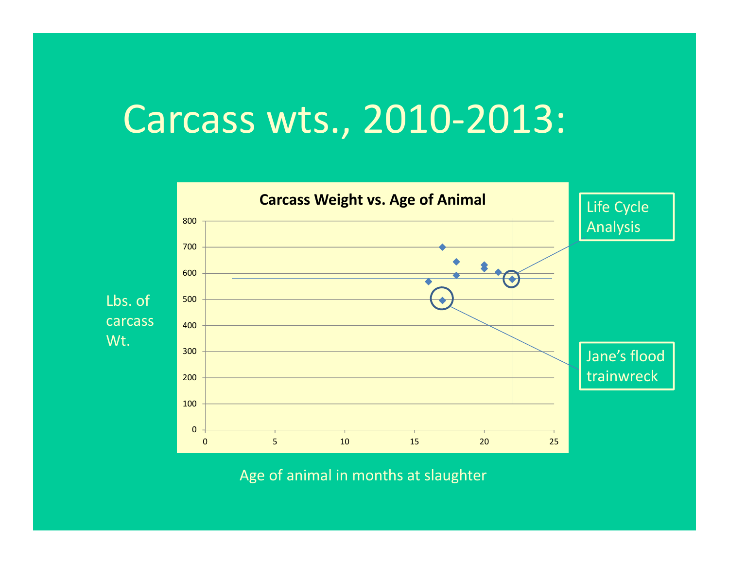# Carcass wts., 2010-2013:

**Carcass Weight vs. Age of Animal**

Lbs. of carcass Wt.

800
700
600
500
400
300
200
100
0

0 5 10 15 20 25

Life Cycle Analysis

Jane's flood trainwreck

Age of animal in months at slaughter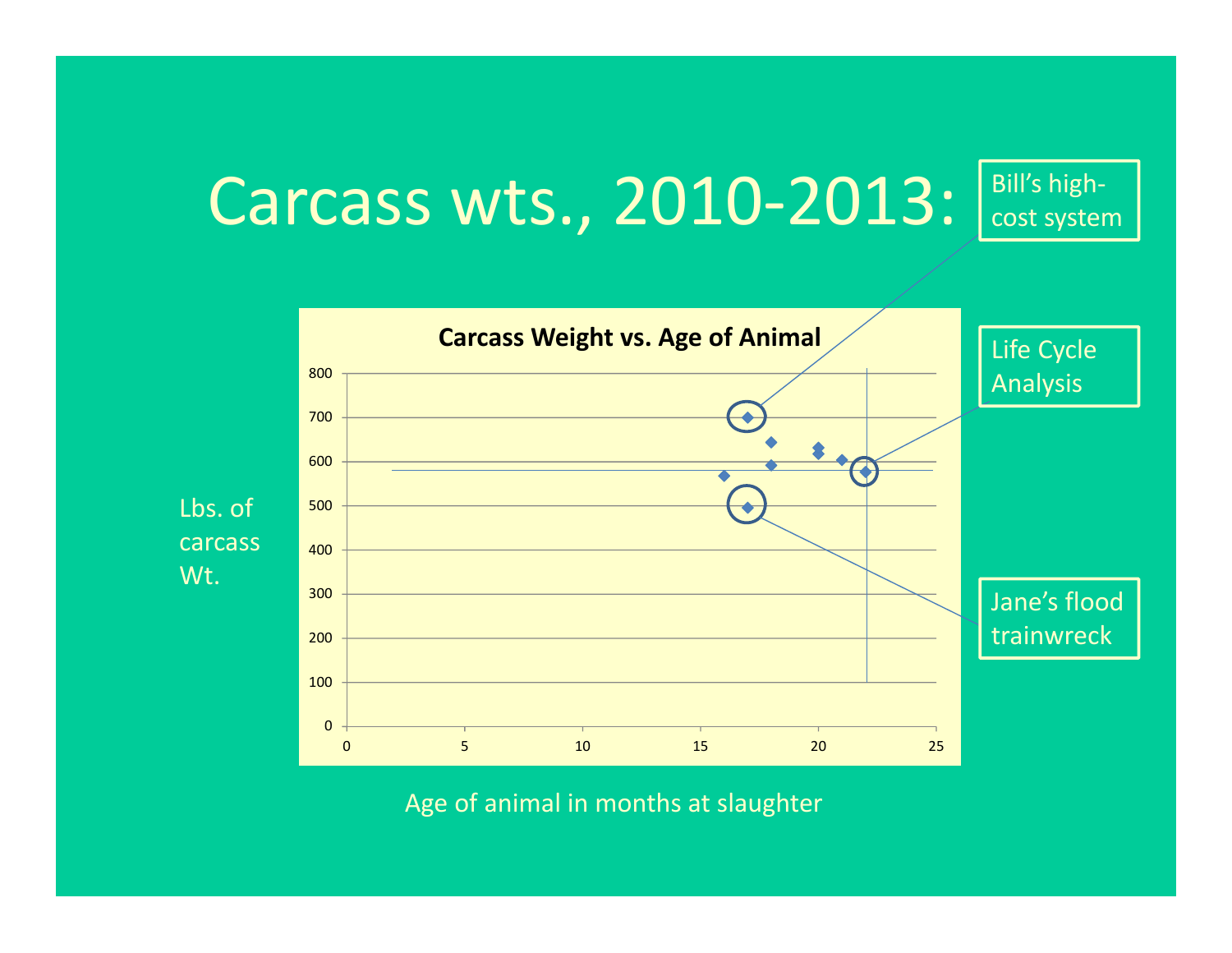# Carcass wts., 2010-2013:

**Carcass Weight vs. Age of Animal**

Lbs. of carcass Wt.

Age of animal in months at slaughter

Bill's high-cost system

Life Cycle Analysis

Jane's flood trainwreck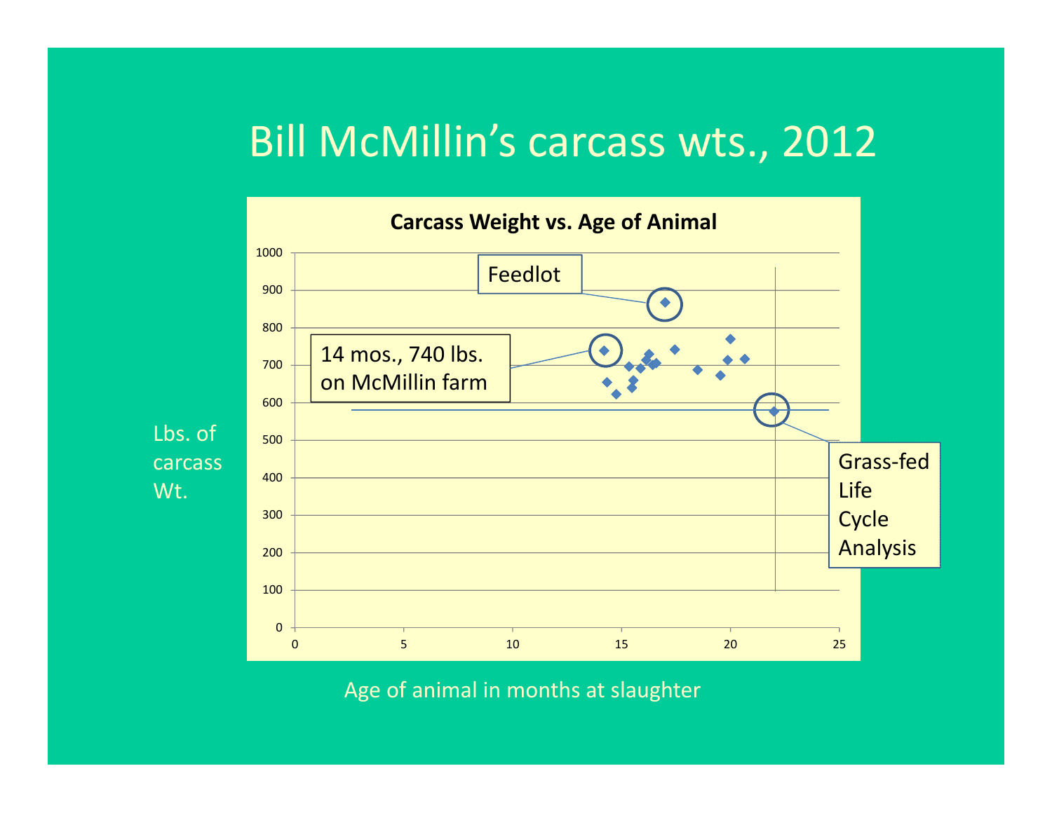# Bill McMillin's carcass wts., 2012

**Carcass Weight vs. Age of Animal**

Feedlot

14 mos., 740 lbs. on McMillin farm

Grass-fed Life Cycle Analysis

Lbs. of carcass Wt.

Age of animal in months at slaughter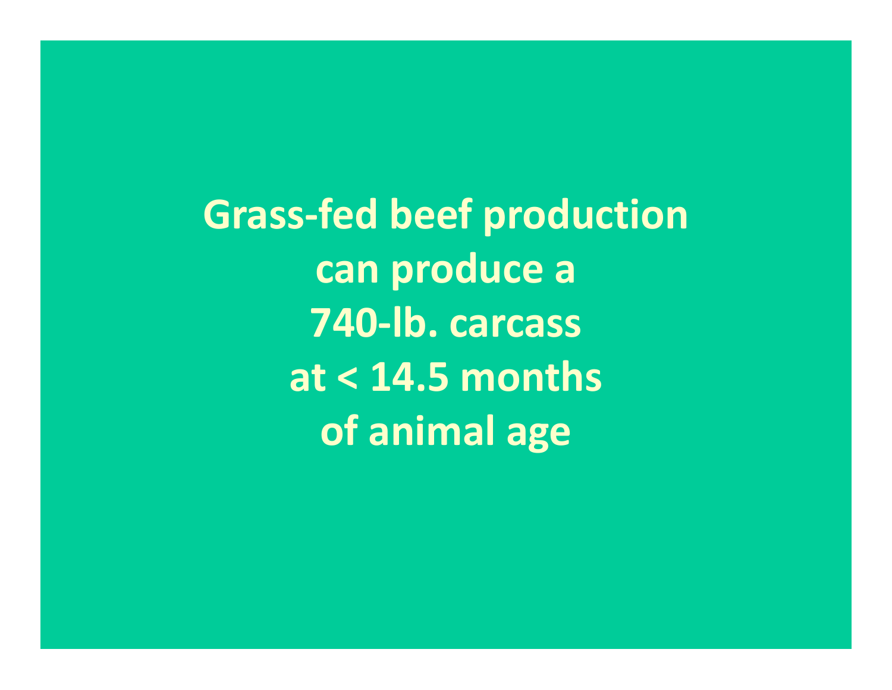**Grass-fed beef production can produce a 740-lb. carcass at < 14.5 months of animal age**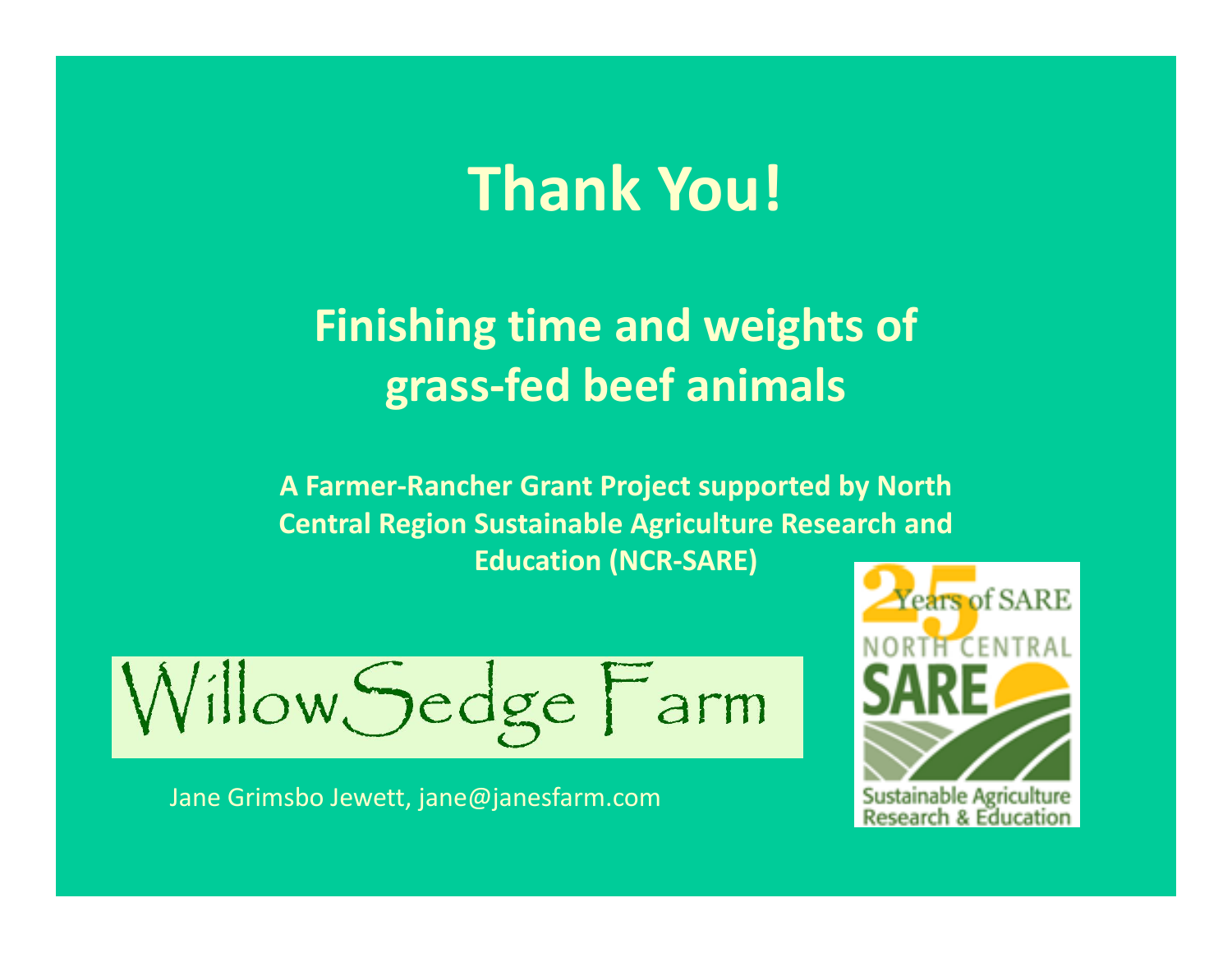# Thank You!

## Finishing time and weights of grass-fed beef animals

**A Farmer-Rancher Grant Project supported by North Central Region Sustainable Agriculture Research and Education (NCR-SARE)**

WillowSedge Farm

Jane Grimsbo Jewett, jane@janesfarm.com

25 Years of SARE

NORTH CENTRAL SARE

Sustainable Agriculture Research & Education